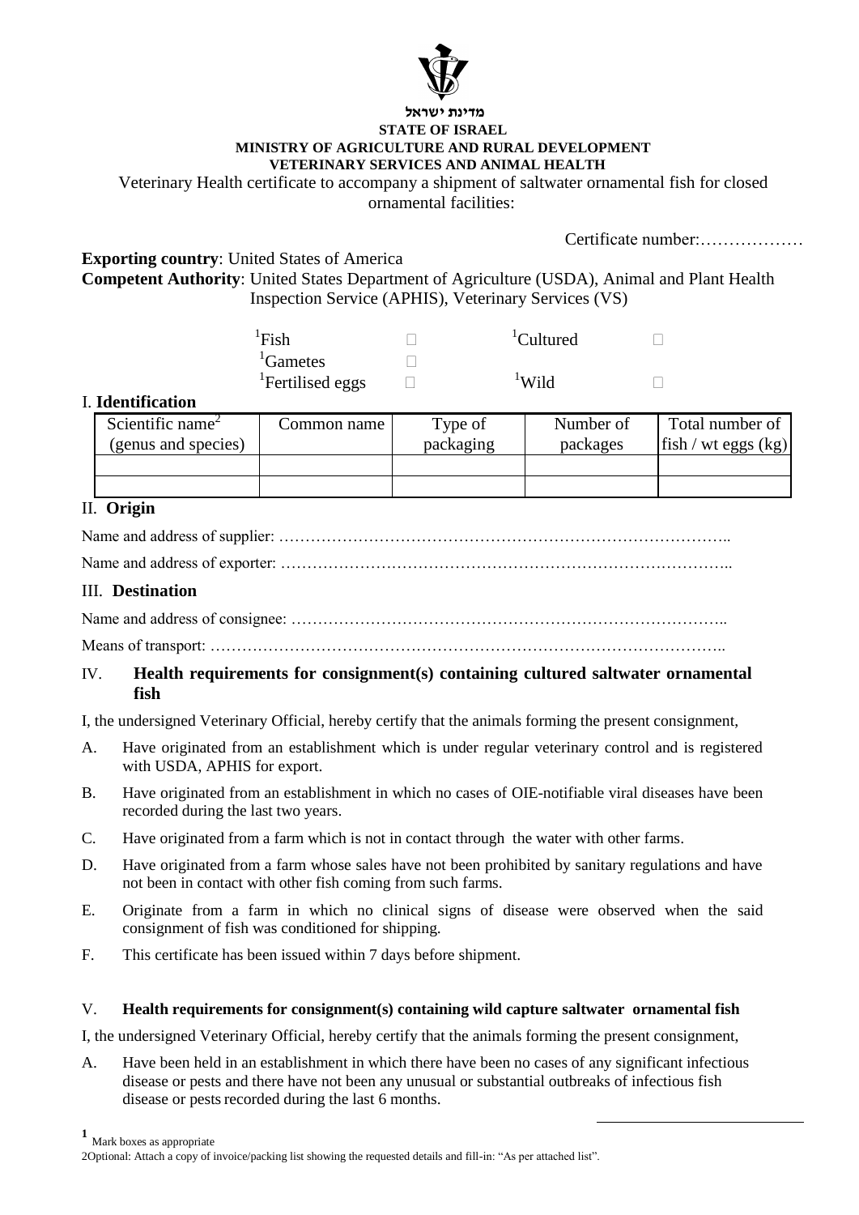מדינת ישראל

**STATE OF ISRAEL**

**MINISTRY OF AGRICULTURE AND RURAL DEVELOPMENT**

**VETERINARY SERVICES AND ANIMAL HEALTH**

Veterinary Health certificate to accompany a shipment of saltwater ornamental fish for closed ornamental facilities:

Certificate number:………………

**Exporting country**: United States of America

**Competent Authority**: United States Department of Agriculture (USDA), Animal and Plant Health Inspection Service (APHIS), Veterinary Services (VS)

[1]Fish ☐ [1]Cultured ☐

[1]Gametes ☐

[1]Fertilised eggs ☐ [1]Wild ☐

## I. Identification

| Scientific name[2] (genus and species) | Common name | Type of packaging | Number of packages | Total number of fish / wt eggs (kg) |
|---|---|---|---|---|
| | | | | |
| | | | | |

## II. Origin

Name and address of supplier: …………………………………………………………………………..

Name and address of exporter: …………………………………………………………………………..

## III. Destination

Name and address of consignee: ………………………………………………………………………..

Means of transport: ……………………………………………………………………………………..

## IV. Health requirements for consignment(s) containing cultured saltwater ornamental fish

I, the undersigned Veterinary Official, hereby certify that the animals forming the present consignment,

A. Have originated from an establishment which is under regular veterinary control and is registered with USDA, APHIS for export.

B. Have originated from an establishment in which no cases of OIE-notifiable viral diseases have been recorded during the last two years.

C. Have originated from a farm which is not in contact through the water with other farms.

D. Have originated from a farm whose sales have not been prohibited by sanitary regulations and have not been in contact with other fish coming from such farms.

E. Originate from a farm in which no clinical signs of disease were observed when the said consignment of fish was conditioned for shipping.

F. This certificate has been issued within 7 days before shipment.

## V. Health requirements for consignment(s) containing wild capture saltwater ornamental fish

I, the undersigned Veterinary Official, hereby certify that the animals forming the present consignment,

A. Have been held in an establishment in which there have been no cases of any significant infectious disease or pests and there have not been any unusual or substantial outbreaks of infectious fish disease or pests recorded during the last 6 months.

---

[1] Mark boxes as appropriate

[2] Optional: Attach a copy of invoice/packing list showing the requested details and fill-in: "As per attached list".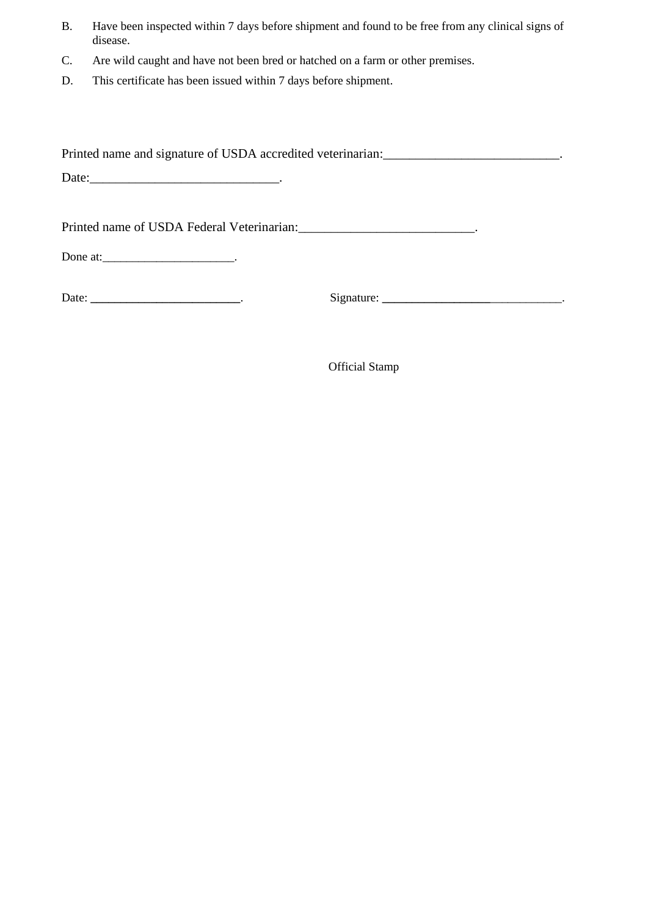B. Have been inspected within 7 days before shipment and found to be free from any clinical signs of disease.

C. Are wild caught and have not been bred or hatched on a farm or other premises.

D. This certificate has been issued within 7 days before shipment.

Printed name and signature of USDA accredited veterinarian:___________________________.

Date:_____________________________.

Printed name of USDA Federal Veterinarian:___________________________.

Done at:_____________________.

Date: _________________________. Signature: ______________________________.

Official Stamp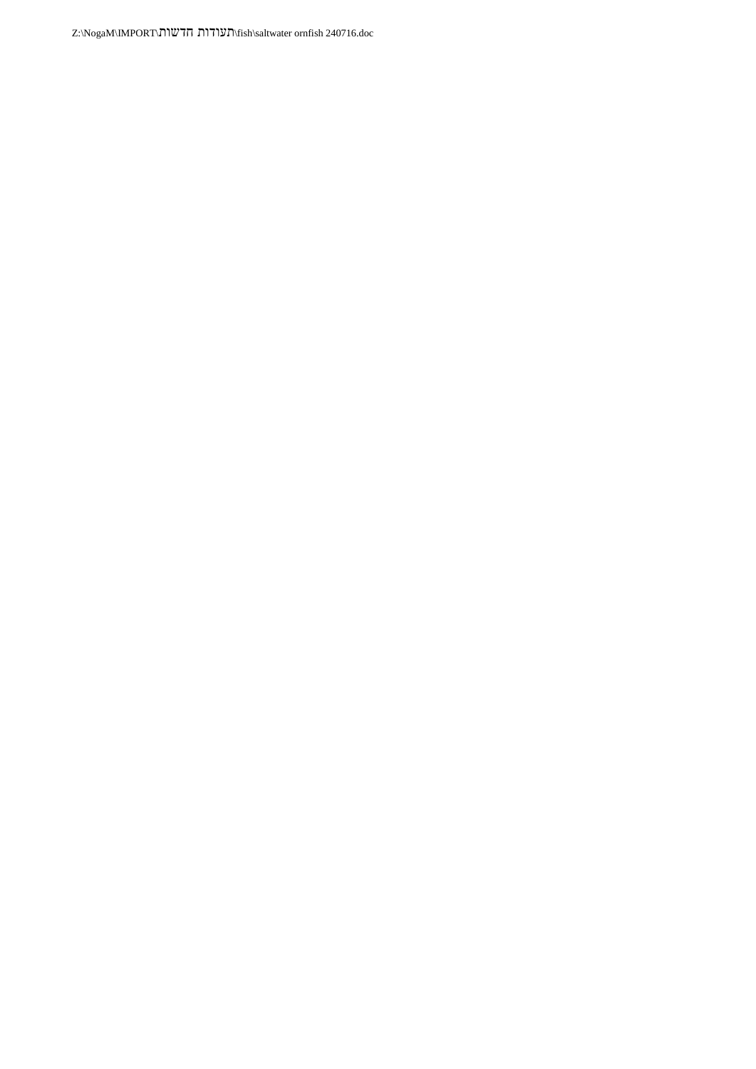Z:\NogaM\IMPORT\תעודות חדשות\fish\saltwater ornfish 240716.doc